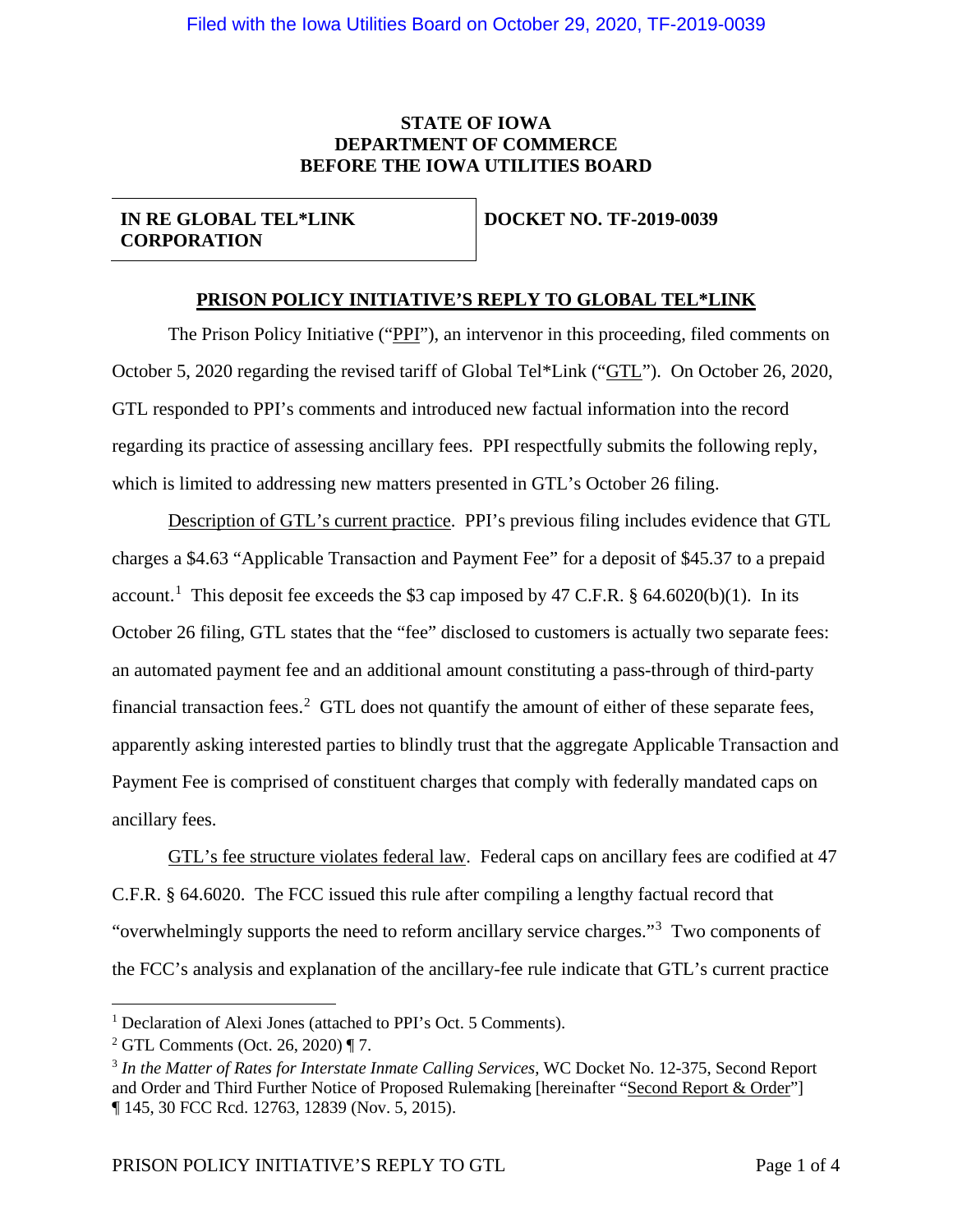Filed with the Iowa Utilities Board on October 29, 2020, TF-2019-0039

**STATE OF IOWA**
**DEPARTMENT OF COMMERCE**
**BEFORE THE IOWA UTILITIES BOARD**

| IN RE GLOBAL TEL*LINK CORPORATION | DOCKET NO. TF-2019-0039 |
| --- | --- |

## PRISON POLICY INITIATIVE'S REPLY TO GLOBAL TEL*LINK

The Prison Policy Initiative ("PPI"), an intervenor in this proceeding, filed comments on October 5, 2020 regarding the revised tariff of Global Tel*Link ("GTL"). On October 26, 2020, GTL responded to PPI's comments and introduced new factual information into the record regarding its practice of assessing ancillary fees. PPI respectfully submits the following reply, which is limited to addressing new matters presented in GTL's October 26 filing.

Description of GTL's current practice. PPI's previous filing includes evidence that GTL charges a $4.63 "Applicable Transaction and Payment Fee" for a deposit of $45.37 to a prepaid account.[1] This deposit fee exceeds the $3 cap imposed by 47 C.F.R. § 64.6020(b)(1). In its October 26 filing, GTL states that the "fee" disclosed to customers is actually two separate fees: an automated payment fee and an additional amount constituting a pass-through of third-party financial transaction fees.[2] GTL does not quantify the amount of either of these separate fees, apparently asking interested parties to blindly trust that the aggregate Applicable Transaction and Payment Fee is comprised of constituent charges that comply with federally mandated caps on ancillary fees.

GTL's fee structure violates federal law. Federal caps on ancillary fees are codified at 47 C.F.R. § 64.6020. The FCC issued this rule after compiling a lengthy factual record that "overwhelmingly supports the need to reform ancillary service charges."[3] Two components of the FCC's analysis and explanation of the ancillary-fee rule indicate that GTL's current practice

---

[1] Declaration of Alexi Jones (attached to PPI's Oct. 5 Comments).

[2] GTL Comments (Oct. 26, 2020) ¶ 7.

[3] *In the Matter of Rates for Interstate Inmate Calling Services*, WC Docket No. 12-375, Second Report and Order and Third Further Notice of Proposed Rulemaking [hereinafter "Second Report & Order"] ¶ 145, 30 FCC Rcd. 12763, 12839 (Nov. 5, 2015).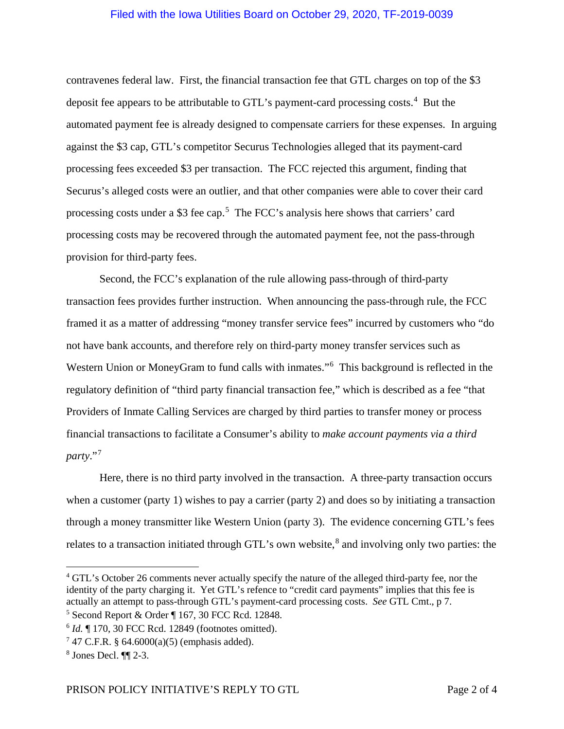contravenes federal law. First, the financial transaction fee that GTL charges on top of the $3 deposit fee appears to be attributable to GTL's payment-card processing costs.[4] But the automated payment fee is already designed to compensate carriers for these expenses. In arguing against the $3 cap, GTL's competitor Securus Technologies alleged that its payment-card processing fees exceeded $3 per transaction. The FCC rejected this argument, finding that Securus's alleged costs were an outlier, and that other companies were able to cover their card processing costs under a $3 fee cap.[5] The FCC's analysis here shows that carriers' card processing costs may be recovered through the automated payment fee, not the pass-through provision for third-party fees.

Second, the FCC's explanation of the rule allowing pass-through of third-party transaction fees provides further instruction. When announcing the pass-through rule, the FCC framed it as a matter of addressing "money transfer service fees" incurred by customers who "do not have bank accounts, and therefore rely on third-party money transfer services such as Western Union or MoneyGram to fund calls with inmates."[6] This background is reflected in the regulatory definition of "third party financial transaction fee," which is described as a fee "that Providers of Inmate Calling Services are charged by third parties to transfer money or process financial transactions to facilitate a Consumer's ability to *make account payments via a third party*."[7]

Here, there is no third party involved in the transaction. A three-party transaction occurs when a customer (party 1) wishes to pay a carrier (party 2) and does so by initiating a transaction through a money transmitter like Western Union (party 3). The evidence concerning GTL's fees relates to a transaction initiated through GTL's own website,[8] and involving only two parties: the

---

[4] GTL's October 26 comments never actually specify the nature of the alleged third-party fee, nor the identity of the party charging it. Yet GTL's refence to "credit card payments" implies that this fee is actually an attempt to pass-through GTL's payment-card processing costs. *See* GTL Cmt., p 7.

[5] Second Report & Order ¶ 167, 30 FCC Rcd. 12848.

[6] *Id.* ¶ 170, 30 FCC Rcd. 12849 (footnotes omitted).

[7] 47 C.F.R. § 64.6000(a)(5) (emphasis added).

[8] Jones Decl. ¶¶ 2-3.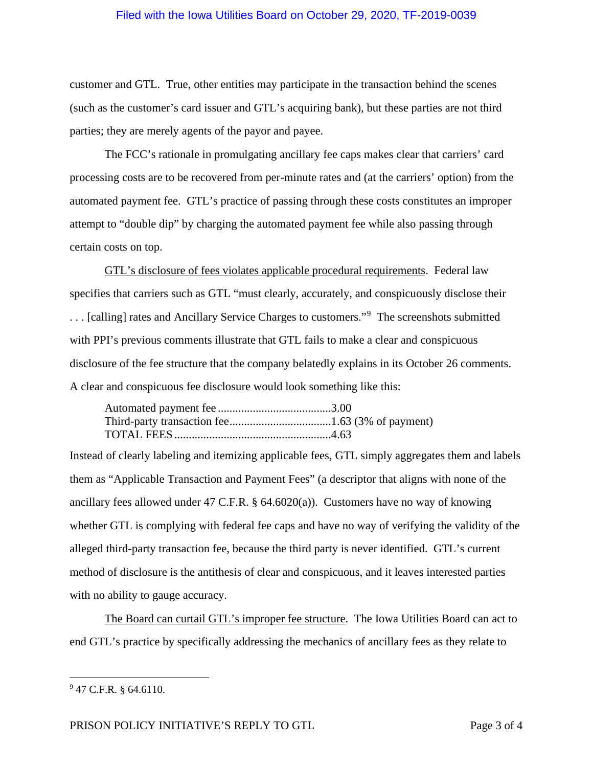customer and GTL. True, other entities may participate in the transaction behind the scenes (such as the customer's card issuer and GTL's acquiring bank), but these parties are not third parties; they are merely agents of the payor and payee.

The FCC's rationale in promulgating ancillary fee caps makes clear that carriers' card processing costs are to be recovered from per-minute rates and (at the carriers' option) from the automated payment fee. GTL's practice of passing through these costs constitutes an improper attempt to "double dip" by charging the automated payment fee while also passing through certain costs on top.

<u>GTL's disclosure of fees violates applicable procedural requirements</u>. Federal law specifies that carriers such as GTL "must clearly, accurately, and conspicuously disclose their . . . [calling] rates and Ancillary Service Charges to customers."[9] The screenshots submitted with PPI's previous comments illustrate that GTL fails to make a clear and conspicuous disclosure of the fee structure that the company belatedly explains in its October 26 comments. A clear and conspicuous fee disclosure would look something like this:

> Automated payment fee .......................................3.00
> Third-party transaction fee...................................1.63 (3% of payment)
> TOTAL FEES .....................................................4.63

Instead of clearly labeling and itemizing applicable fees, GTL simply aggregates them and labels them as "Applicable Transaction and Payment Fees" (a descriptor that aligns with none of the ancillary fees allowed under 47 C.F.R. § 64.6020(a)). Customers have no way of knowing whether GTL is complying with federal fee caps and have no way of verifying the validity of the alleged third-party transaction fee, because the third party is never identified. GTL's current method of disclosure is the antithesis of clear and conspicuous, and it leaves interested parties with no ability to gauge accuracy.

<u>The Board can curtail GTL's improper fee structure</u>. The Iowa Utilities Board can act to end GTL's practice by specifically addressing the mechanics of ancillary fees as they relate to

---

[9] 47 C.F.R. § 64.6110.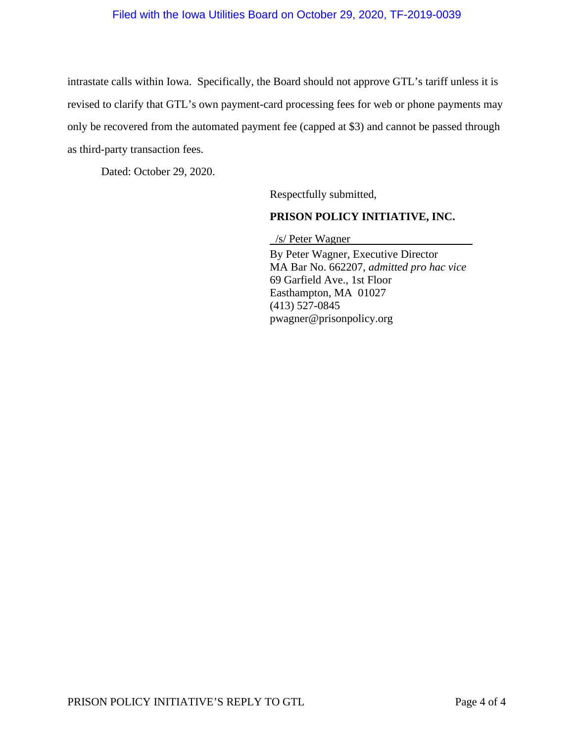intrastate calls within Iowa. Specifically, the Board should not approve GTL's tariff unless it is revised to clarify that GTL's own payment-card processing fees for web or phone payments may only be recovered from the automated payment fee (capped at $3) and cannot be passed through as third-party transaction fees.

Dated: October 29, 2020.

Respectfully submitted,

**PRISON POLICY INITIATIVE, INC.**

/s/ Peter Wagner

By Peter Wagner, Executive Director
MA Bar No. 662207, *admitted pro hac vice*
69 Garfield Ave., 1st Floor
Easthampton, MA 01027
(413) 527-0845
pwagner@prisonpolicy.org